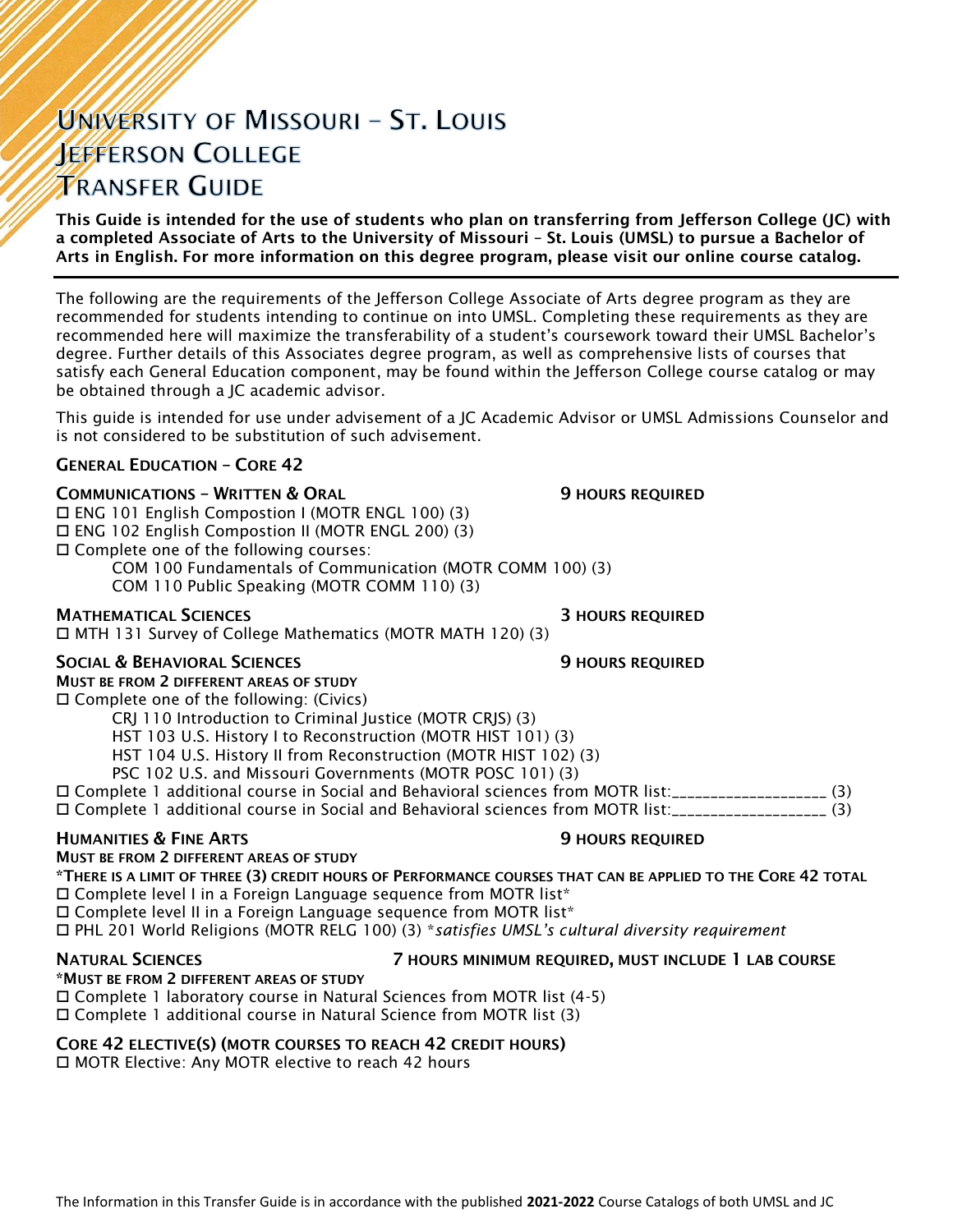# University of Missouri – St. Louis
# Jefferson College
# Transfer Guide

**This Guide is intended for the use of students who plan on transferring from Jefferson College (JC) with a completed Associate of Arts to the University of Missouri – St. Louis (UMSL) to pursue a Bachelor of Arts in English. For more information on this degree program, please visit our online course catalog.**

---

The following are the requirements of the Jefferson College Associate of Arts degree program as they are recommended for students intending to continue on into UMSL. Completing these requirements as they are recommended here will maximize the transferability of a student's coursework toward their UMSL Bachelor's degree. Further details of this Associates degree program, as well as comprehensive lists of courses that satisfy each General Education component, may be found within the Jefferson College course catalog or may be obtained through a JC academic advisor.

This guide is intended for use under advisement of a JC Academic Advisor or UMSL Admissions Counselor and is not considered to be substitution of such advisement.

## General Education – Core 42

### Communications – Written & Oral — 9 hours required

- ☐ ENG 101 English Compostion I (MOTR ENGL 100) (3)
- ☐ ENG 102 English Compostion II (MOTR ENGL 200) (3)
- ☐ Complete one of the following courses:
  - COM 100 Fundamentals of Communication (MOTR COMM 100) (3)
  - COM 110 Public Speaking (MOTR COMM 110) (3)

### Mathematical Sciences — 3 hours required

- ☐ MTH 131 Survey of College Mathematics (MOTR MATH 120) (3)

### Social & Behavioral Sciences — 9 hours required

**Must be from 2 different areas of study**

- ☐ Complete one of the following: (Civics)
  - CRJ 110 Introduction to Criminal Justice (MOTR CRJS) (3)
  - HST 103 U.S. History I to Reconstruction (MOTR HIST 101) (3)
  - HST 104 U.S. History II from Reconstruction (MOTR HIST 102) (3)
  - PSC 102 U.S. and Missouri Governments (MOTR POSC 101) (3)
- ☐ Complete 1 additional course in Social and Behavioral sciences from MOTR list:____________________ (3)
- ☐ Complete 1 additional course in Social and Behavioral sciences from MOTR list:____________________ (3)

### Humanities & Fine Arts — 9 hours required

**Must be from 2 different areas of study**

***There is a limit of three (3) credit hours of Performance courses that can be applied to the Core 42 total**

- ☐ Complete level I in a Foreign Language sequence from MOTR list*
- ☐ Complete level II in a Foreign Language sequence from MOTR list*
- ☐ PHL 201 World Religions (MOTR RELG 100) (3) **satisfies UMSL's cultural diversity requirement*

### Natural Sciences — 7 hours minimum required, must include 1 lab course

***Must be from 2 different areas of study**

- ☐ Complete 1 laboratory course in Natural Sciences from MOTR list (4-5)
- ☐ Complete 1 additional course in Natural Science from MOTR list (3)

### Core 42 Elective(s) (MOTR courses to reach 42 credit hours)

- ☐ MOTR Elective: Any MOTR elective to reach 42 hours

The Information in this Transfer Guide is in accordance with the published **2021-2022** Course Catalogs of both UMSL and JC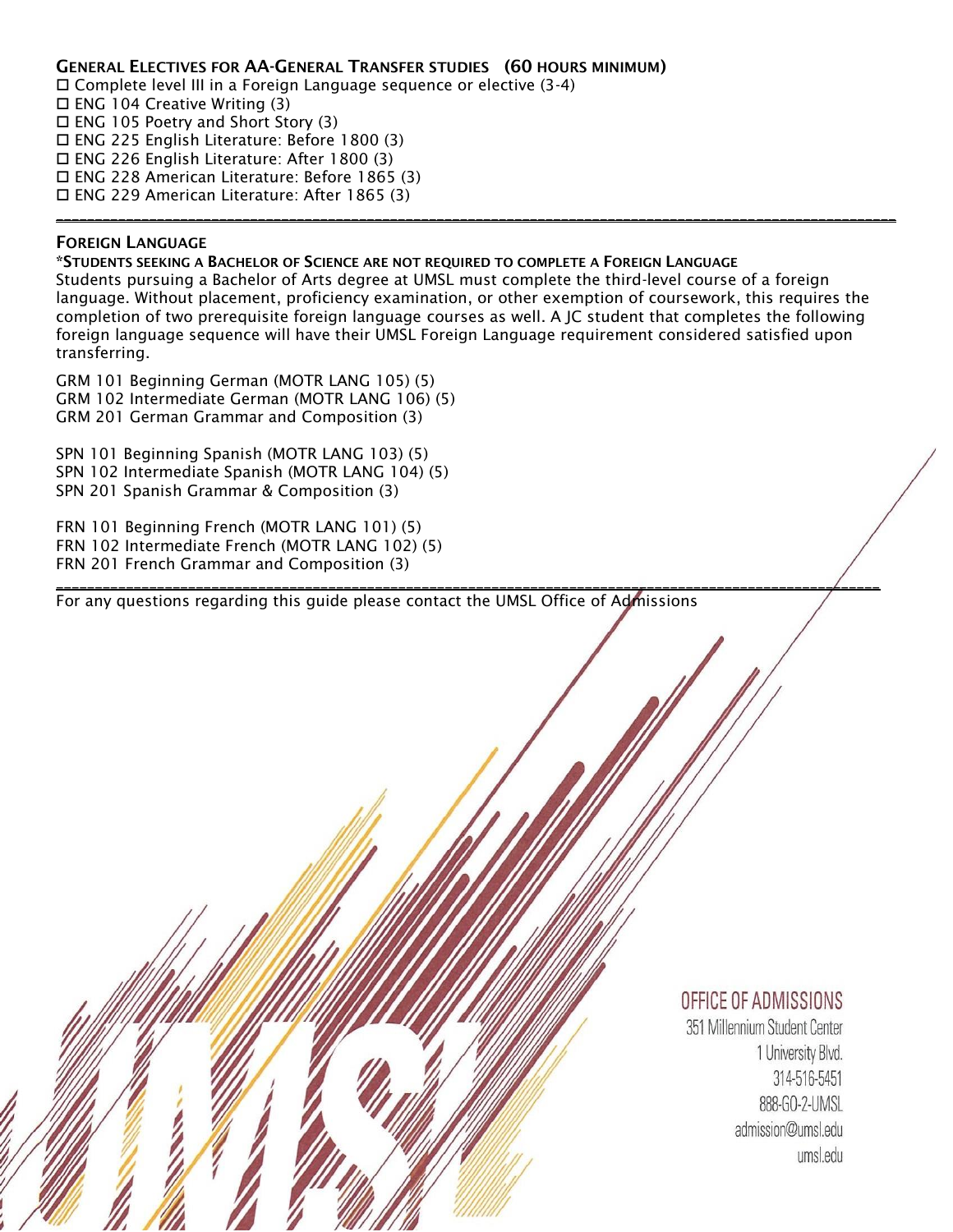### General Electives for AA-General Transfer studies (60 hours minimum)

- ☐ Complete level III in a Foreign Language sequence or elective (3-4)
- ☐ ENG 104 Creative Writing (3)
- ☐ ENG 105 Poetry and Short Story (3)
- ☐ ENG 225 English Literature: Before 1800 (3)
- ☐ ENG 226 English Literature: After 1800 (3)
- ☐ ENG 228 American Literature: Before 1865 (3)
- ☐ ENG 229 American Literature: After 1865 (3)

---

### Foreign Language

***Students seeking a Bachelor of Science are not required to complete a Foreign Language**

Students pursuing a Bachelor of Arts degree at UMSL must complete the third-level course of a foreign language. Without placement, proficiency examination, or other exemption of coursework, this requires the completion of two prerequisite foreign language courses as well. A JC student that completes the following foreign language sequence will have their UMSL Foreign Language requirement considered satisfied upon transferring.

GRM 101 Beginning German (MOTR LANG 105) (5)
GRM 102 Intermediate German (MOTR LANG 106) (5)
GRM 201 German Grammar and Composition (3)

SPN 101 Beginning Spanish (MOTR LANG 103) (5)
SPN 102 Intermediate Spanish (MOTR LANG 104) (5)
SPN 201 Spanish Grammar & Composition (3)

FRN 101 Beginning French (MOTR LANG 101) (5)
FRN 102 Intermediate French (MOTR LANG 102) (5)
FRN 201 French Grammar and Composition (3)

---

For any questions regarding this guide please contact the UMSL Office of Admissions

OFFICE OF ADMISSIONS
351 Millennium Student Center
1 University Blvd.
314-516-5451
888-GO-2-UMSL
admission@umsl.edu
umsl.edu